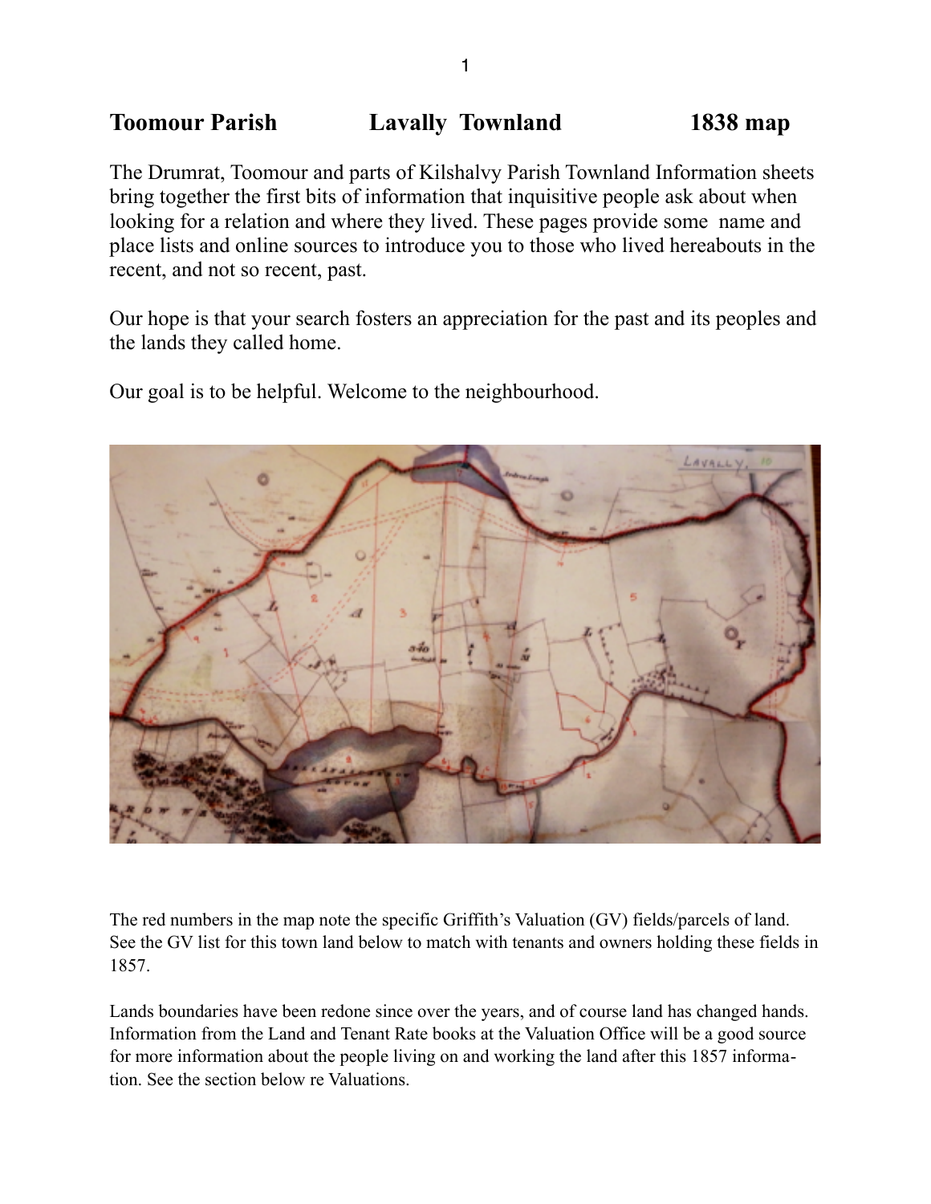# Toomour Parish Lavally Townland 1838 map

The Drumrat, Toomour and parts of Kilshalvy Parish Townland Information sheets bring together the first bits of information that inquisitive people ask about when looking for a relation and where they lived. These pages provide some name and place lists and online sources to introduce you to those who lived hereabouts in the recent, and not so recent, past.

Our hope is that your search fosters an appreciation for the past and its peoples and the lands they called home.

Our goal is to be helpful. Welcome to the neighbourhood.

The red numbers in the map note the specific Griffith's Valuation (GV) fields/parcels of land. See the GV list for this town land below to match with tenants and owners holding these fields in 1857.

Lands boundaries have been redone since over the years, and of course land has changed hands. Information from the Land and Tenant Rate books at the Valuation Office will be a good source for more information about the people living on and working the land after this 1857 information. See the section below re Valuations.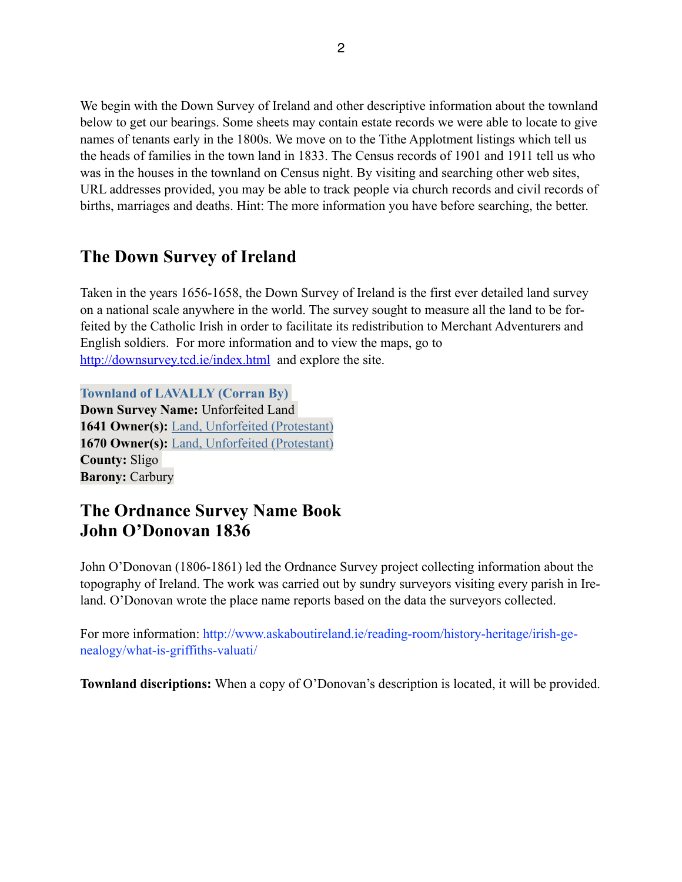We begin with the Down Survey of Ireland and other descriptive information about the townland below to get our bearings. Some sheets may contain estate records we were able to locate to give names of tenants early in the 1800s. We move on to the Tithe Applotment listings which tell us the heads of families in the town land in 1833. The Census records of 1901 and 1911 tell us who was in the houses in the townland on Census night. By visiting and searching other web sites, URL addresses provided, you may be able to track people via church records and civil records of births, marriages and deaths. Hint: The more information you have before searching, the better.

## The Down Survey of Ireland

Taken in the years 1656-1658, the Down Survey of Ireland is the first ever detailed land survey on a national scale anywhere in the world. The survey sought to measure all the land to be forfeited by the Catholic Irish in order to facilitate its redistribution to Merchant Adventurers and English soldiers. For more information and to view the maps, go to http://downsurvey.tcd.ie/index.html and explore the site.

**Townland of LAVALLY (Corran By)**
**Down Survey Name:** Unforfeited Land
**1641 Owner(s):** Land, Unforfeited (Protestant)
**1670 Owner(s):** Land, Unforfeited (Protestant)
**County:** Sligo
**Barony:** Carbury

## The Ordnance Survey Name Book
## John O'Donovan 1836

John O'Donovan (1806-1861) led the Ordnance Survey project collecting information about the topography of Ireland. The work was carried out by sundry surveyors visiting every parish in Ireland. O'Donovan wrote the place name reports based on the data the surveyors collected.

For more information: http://www.askaboutireland.ie/reading-room/history-heritage/irish-genealogy/what-is-griffiths-valuati/

**Townland discriptions:** When a copy of O'Donovan's description is located, it will be provided.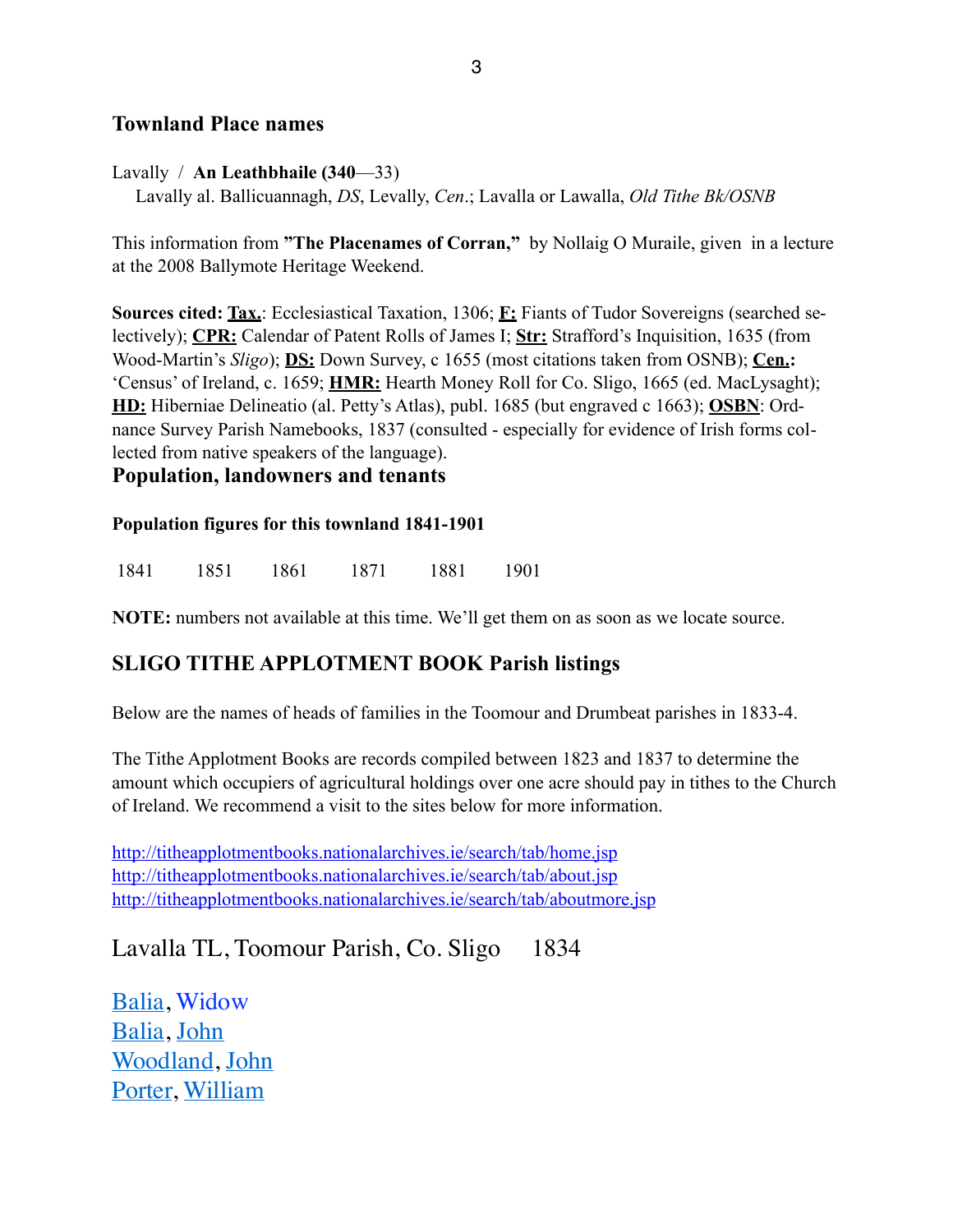## Townland Place names

Lavally / **An Leathbhaile (340**—33)

Lavally al. Ballicuannagh, *DS*, Levally, *Cen*.; Lavalla or Lawalla, *Old Tithe Bk/OSNB*

This information from **"The Placenames of Corran,"** by Nollaig O Muraile, given in a lecture at the 2008 Ballymote Heritage Weekend.

**Sources cited: Tax.**: Ecclesiastical Taxation, 1306; **F:** Fiants of Tudor Sovereigns (searched selectively); **CPR:** Calendar of Patent Rolls of James I; **Str:** Strafford's Inquisition, 1635 (from Wood-Martin's *Sligo*); **DS:** Down Survey, c 1655 (most citations taken from OSNB); **Cen.:** 'Census' of Ireland, c. 1659; **HMR:** Hearth Money Roll for Co. Sligo, 1665 (ed. MacLysaght); **HD:** Hiberniae Delineatio (al. Petty's Atlas), publ. 1685 (but engraved c 1663); **OSBN**: Ordnance Survey Parish Namebooks, 1837 (consulted - especially for evidence of Irish forms collected from native speakers of the language).

## Population, landowners and tenants

#### Population figures for this townland 1841-1901

| 1841 | 1851 | 1861 | 1871 | 1881 | 1901 |
|---|---|---|---|---|---|

**NOTE:** numbers not available at this time. We'll get them on as soon as we locate source.

## SLIGO TITHE APPLOTMENT BOOK Parish listings

Below are the names of heads of families in the Toomour and Drumbeat parishes in 1833-4.

The Tithe Applotment Books are records compiled between 1823 and 1837 to determine the amount which occupiers of agricultural holdings over one acre should pay in tithes to the Church of Ireland. We recommend a visit to the sites below for more information.

http://titheapplotmentbooks.nationalarchives.ie/search/tab/home.jsp
http://titheapplotmentbooks.nationalarchives.ie/search/tab/about.jsp
http://titheapplotmentbooks.nationalarchives.ie/search/tab/aboutmore.jsp

### Lavalla TL, Toomour Parish, Co. Sligo 1834

Balia, Widow
Balia, John
Woodland, John
Porter, William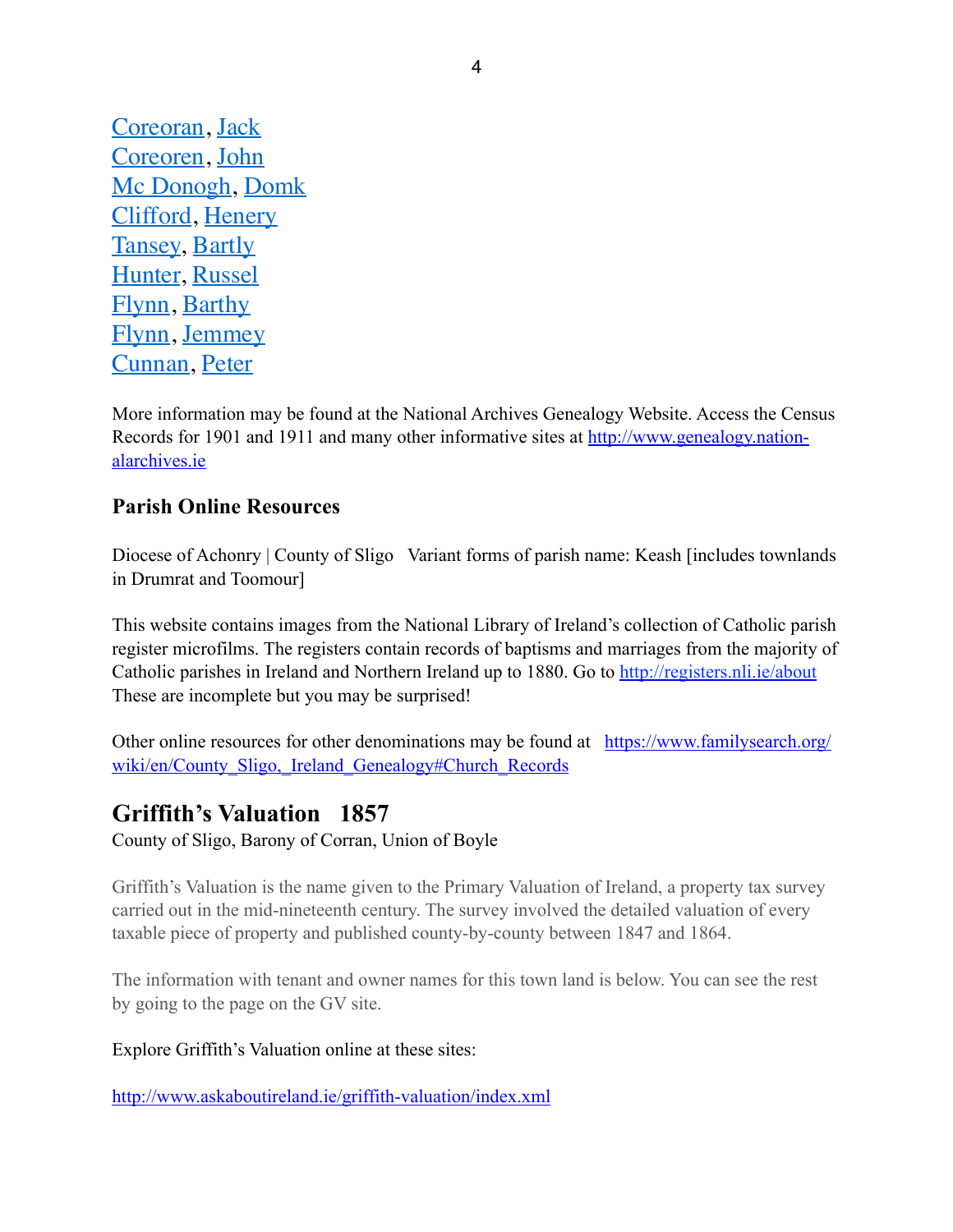Coreoran, Jack
Coreoren, John
Mc Donogh, Domk
Clifford, Henery
Tansey, Bartly
Hunter, Russel
Flynn, Barthy
Flynn, Jemmey
Cunnan, Peter

More information may be found at the National Archives Genealogy Website. Access the Census Records for 1901 and 1911 and many other informative sites at http://www.genealogy.nationalarchives.ie

### Parish Online Resources

Diocese of Achonry | County of Sligo   Variant forms of parish name: Keash [includes townlands in Drumrat and Toomour]

This website contains images from the National Library of Ireland's collection of Catholic parish register microfilms. The registers contain records of baptisms and marriages from the majority of Catholic parishes in Ireland and Northern Ireland up to 1880. Go to http://registers.nli.ie/about These are incomplete but you may be surprised!

Other online resources for other denominations may be found at https://www.familysearch.org/wiki/en/County_Sligo,_Ireland_Genealogy#Church_Records

## Griffith's Valuation   1857

County of Sligo, Barony of Corran, Union of Boyle

Griffith's Valuation is the name given to the Primary Valuation of Ireland, a property tax survey carried out in the mid-nineteenth century. The survey involved the detailed valuation of every taxable piece of property and published county-by-county between 1847 and 1864.

The information with tenant and owner names for this town land is below. You can see the rest by going to the page on the GV site.

Explore Griffith's Valuation online at these sites:

http://www.askaboutireland.ie/griffith-valuation/index.xml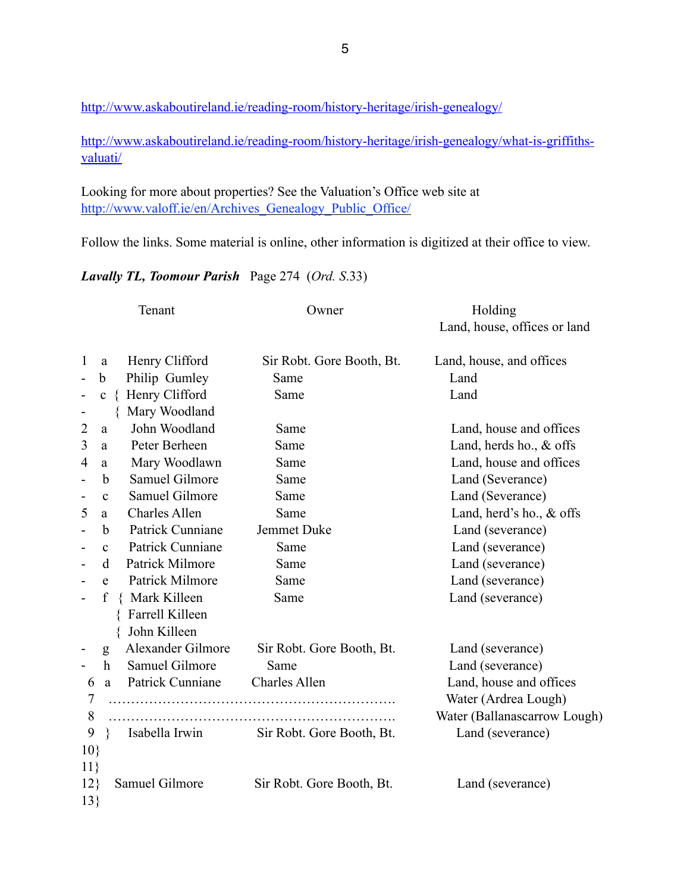http://www.askaboutireland.ie/reading-room/history-heritage/irish-genealogy/

http://www.askaboutireland.ie/reading-room/history-heritage/irish-genealogy/what-is-griffiths-valuati/

Looking for more about properties? See the Valuation's Office web site at http://www.valoff.ie/en/Archives_Genealogy_Public_Office/

Follow the links. Some material is online, other information is digitized at their office to view.

***Lavally TL, Toomour Parish*** Page 274 (*Ord. S.*33)

| | | Tenant | Owner | Holding<br>Land, house, offices or land |
|---|---|---|---|---|
| 1 | a | Henry Clifford | Sir Robt. Gore Booth, Bt. | Land, house, and offices |
| - | b | Philip Gumley | Same | Land |
| - | c | { Henry Clifford | Same | Land |
| - | | { Mary Woodland | | |
| 2 | a | John Woodland | Same | Land, house and offices |
| 3 | a | Peter Berheen | Same | Land, herds ho., & offs |
| 4 | a | Mary Woodlawn | Same | Land, house and offices |
| - | b | Samuel Gilmore | Same | Land (Severance) |
| - | c | Samuel Gilmore | Same | Land (Severance) |
| 5 | a | Charles Allen | Same | Land, herd's ho., & offs |
| - | b | Patrick Cunniane | Jemmet Duke | Land (severance) |
| - | c | Patrick Cunniane | Same | Land (severance) |
| - | d | Patrick Milmore | Same | Land (severance) |
| - | e | Patrick Milmore | Same | Land (severance) |
| - | f | { Mark Killeen | Same | Land (severance) |
| | | { Farrell Killeen | | |
| | | { John Killeen | | |
| - | g | Alexander Gilmore | Sir Robt. Gore Booth, Bt. | Land (severance) |
| - | h | Samuel Gilmore | Same | Land (severance) |
| 6 | a | Patrick Cunniane | Charles Allen | Land, house and offices |
| 7 | | …………………………… | …………………………… | Water (Ardrea Lough) |
| 8 | | …………………………… | …………………………… | Water (Ballanascarrow Lough) |
| 9 } | | Isabella Irwin | Sir Robt. Gore Booth, Bt. | Land (severance) |
| 10} | | | | |
| 11} | | | | |
| 12} | | Samuel Gilmore | Sir Robt. Gore Booth, Bt. | Land (severance) |
| 13} | | | | |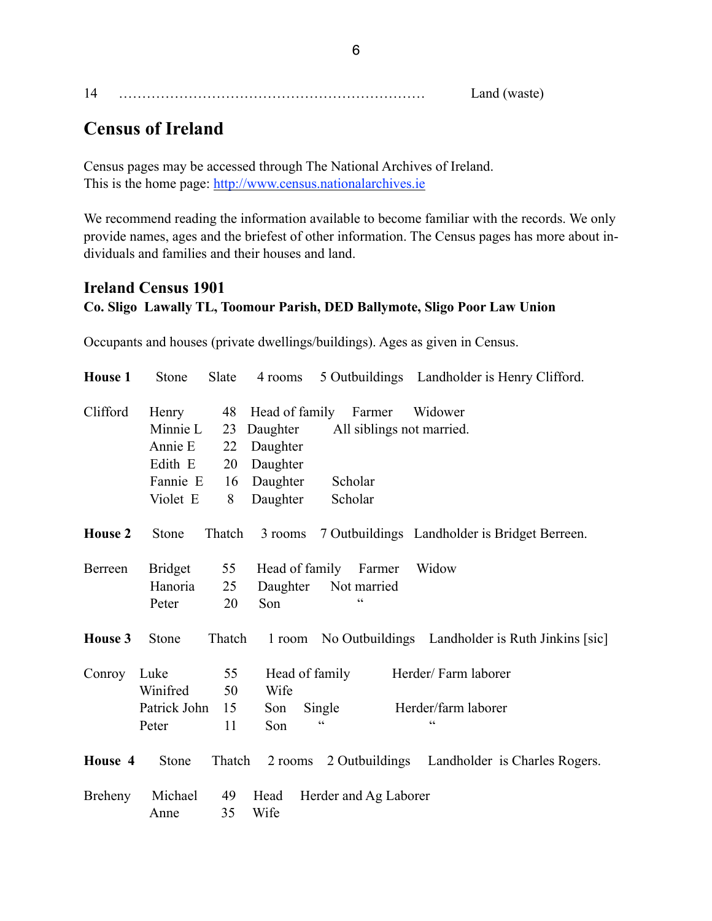14 ……………………………………………………… Land (waste)

## Census of Ireland

Census pages may be accessed through The National Archives of Ireland.
This is the home page: http://www.census.nationalarchives.ie

We recommend reading the information available to become familiar with the records. We only provide names, ages and the briefest of other information. The Census pages has more about individuals and families and their houses and land.

### Ireland Census 1901

**Co. Sligo Lawally TL, Toomour Parish, DED Ballymote, Sligo Poor Law Union**

Occupants and houses (private dwellings/buildings). Ages as given in Census.

**House 1** Stone Slate 4 rooms 5 Outbuildings Landholder is Henry Clifford.

| | | | | | |
|---|---|---|---|---|---|
| Clifford | Henry | 48 | Head of family | Farmer | Widower |
| | Minnie L | 23 | Daughter | All siblings not married. | |
| | Annie E | 22 | Daughter | | |
| | Edith E | 20 | Daughter | | |
| | Fannie E | 16 | Daughter | Scholar | |
| | Violet E | 8 | Daughter | Scholar | |

**House 2** Stone Thatch 3 rooms 7 Outbuildings Landholder is Bridget Berreen.

| | | | | | |
|---|---|---|---|---|---|
| Berreen | Bridget | 55 | Head of family | Farmer | Widow |
| | Hanoria | 25 | Daughter | Not married | |
| | Peter | 20 | Son | " | |

**House 3** Stone Thatch 1 room No Outbuildings Landholder is Ruth Jinkins [sic]

| | | | | | |
|---|---|---|---|---|---|
| Conroy | Luke | 55 | Head of family | | Herder/ Farm laborer |
| | Winifred | 50 | Wife | | |
| | Patrick John | 15 | Son | Single | Herder/farm laborer |
| | Peter | 11 | Son | " | " |

**House 4** Stone Thatch 2 rooms 2 Outbuildings Landholder is Charles Rogers.

| | | | | |
|---|---|---|---|---|
| Breheny | Michael | 49 | Head | Herder and Ag Laborer |
| | Anne | 35 | Wife | |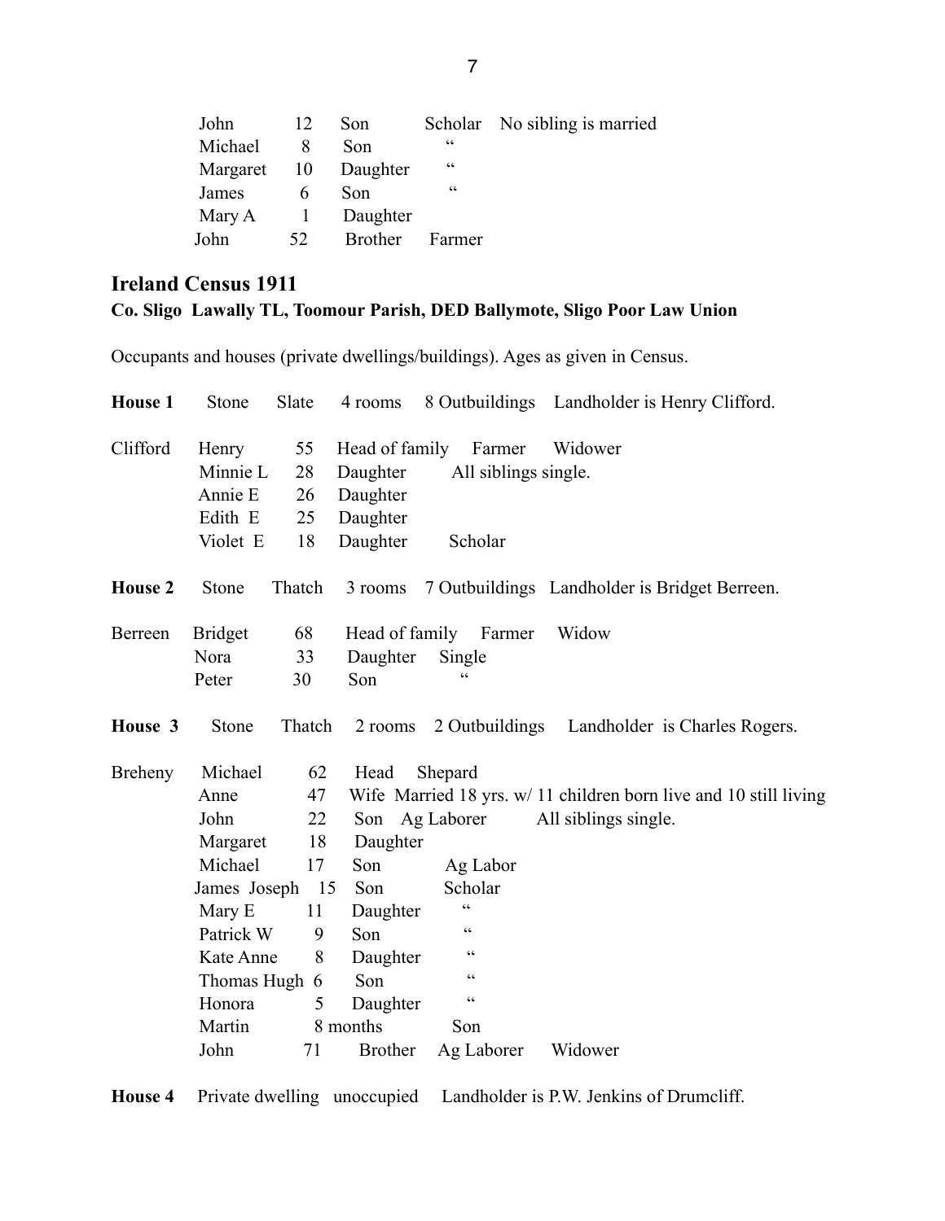| | | | | |
|---|---|---|---|---|
| John | 12 | Son | Scholar | No sibling is married |
| Michael | 8 | Son | " | |
| Margaret | 10 | Daughter | " | |
| James | 6 | Son | " | |
| Mary A | 1 | Daughter | | |
| John | 52 | Brother | Farmer | |

## Ireland Census 1911

**Co. Sligo Lawally TL, Toomour Parish, DED Ballymote, Sligo Poor Law Union**

Occupants and houses (private dwellings/buildings). Ages as given in Census.

**House 1** Stone Slate 4 rooms 8 Outbuildings Landholder is Henry Clifford.

| | | | | | |
|---|---|---|---|---|---|
| Clifford | Henry | 55 | Head of family | Farmer | Widower |
| | Minnie L | 28 | Daughter | All siblings single. | |
| | Annie E | 26 | Daughter | | |
| | Edith E | 25 | Daughter | | |
| | Violet E | 18 | Daughter | Scholar | |

**House 2** Stone Thatch 3 rooms 7 Outbuildings Landholder is Bridget Berreen.

| | | | | | |
|---|---|---|---|---|---|
| Berreen | Bridget | 68 | Head of family | Farmer | Widow |
| | Nora | 33 | Daughter | Single | |
| | Peter | 30 | Son | " | |

**House 3** Stone Thatch 2 rooms 2 Outbuildings Landholder is Charles Rogers.

| | | | | | |
|---|---|---|---|---|---|
| Breheny | Michael | 62 | Head | Shepard | |
| | Anne | 47 | Wife | Married 18 yrs. w/ 11 children born live and 10 still living | |
| | John | 22 | Son | Ag Laborer | All siblings single. |
| | Margaret | 18 | Daughter | | |
| | Michael | 17 | Son | Ag Labor | |
| | James Joseph | 15 | Son | Scholar | |
| | Mary E | 11 | Daughter | " | |
| | Patrick W | 9 | Son | " | |
| | Kate Anne | 8 | Daughter | " | |
| | Thomas Hugh | 6 | Son | " | |
| | Honora | 5 | Daughter | " | |
| | Martin | 8 months | Son | | |
| | John | 71 | Brother | Ag Laborer | Widower |

**House 4** Private dwelling unoccupied Landholder is P.W. Jenkins of Drumcliff.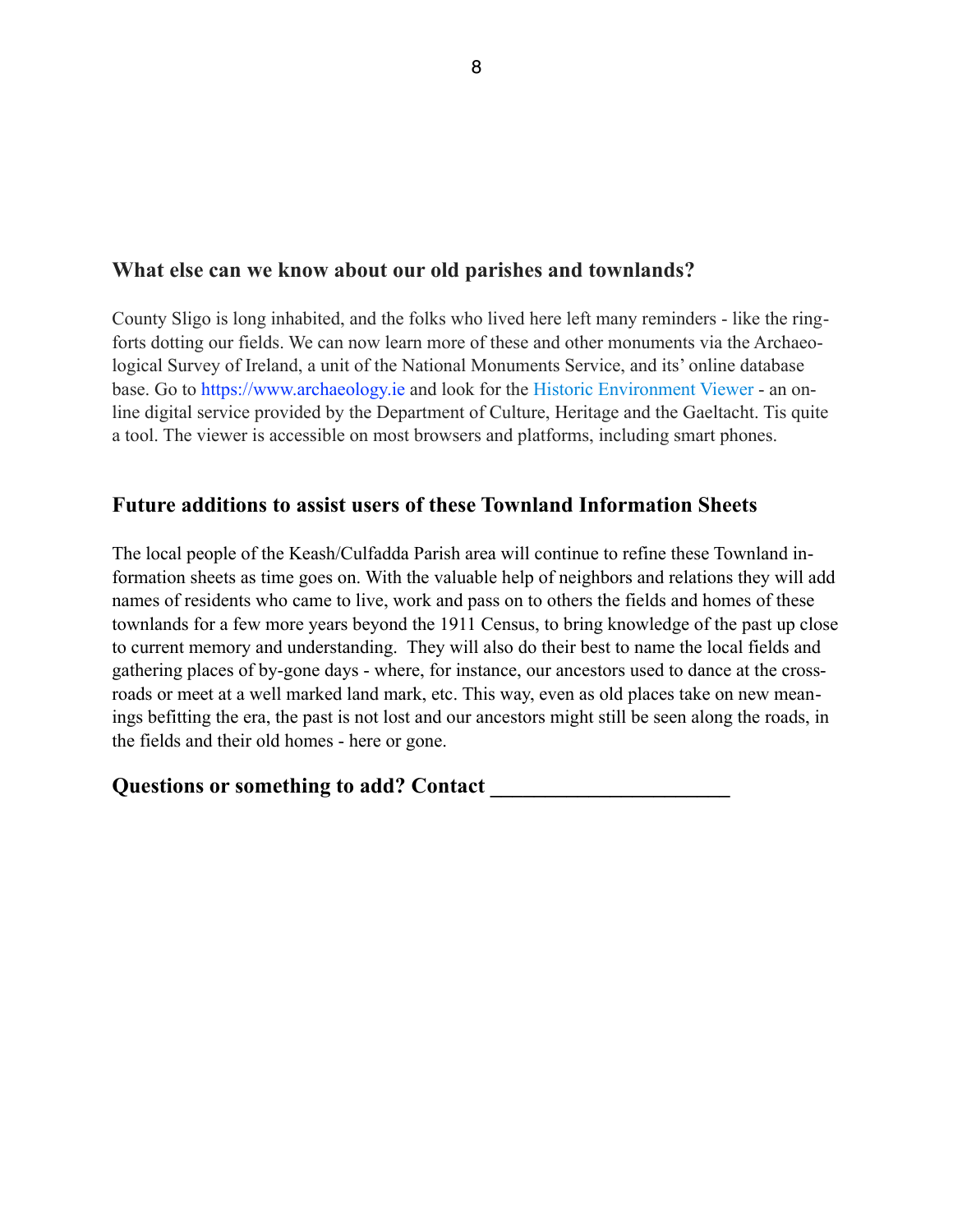## What else can we know about our old parishes and townlands?

County Sligo is long inhabited, and the folks who lived here left many reminders - like the ring-forts dotting our fields. We can now learn more of these and other monuments via the Archaeological Survey of Ireland, a unit of the National Monuments Service, and its' online database base. Go to https://www.archaeology.ie and look for the Historic Environment Viewer - an on-line digital service provided by the Department of Culture, Heritage and the Gaeltacht. Tis quite a tool. The viewer is accessible on most browsers and platforms, including smart phones.

## Future additions to assist users of these Townland Information Sheets

The local people of the Keash/Culfadda Parish area will continue to refine these Townland information sheets as time goes on. With the valuable help of neighbors and relations they will add names of residents who came to live, work and pass on to others the fields and homes of these townlands for a few more years beyond the 1911 Census, to bring knowledge of the past up close to current memory and understanding. They will also do their best to name the local fields and gathering places of by-gone days - where, for instance, our ancestors used to dance at the cross-roads or meet at a well marked land mark, etc. This way, even as old places take on new meanings befitting the era, the past is not lost and our ancestors might still be seen along the roads, in the fields and their old homes - here or gone.

**Questions or something to add? Contact ______________________**